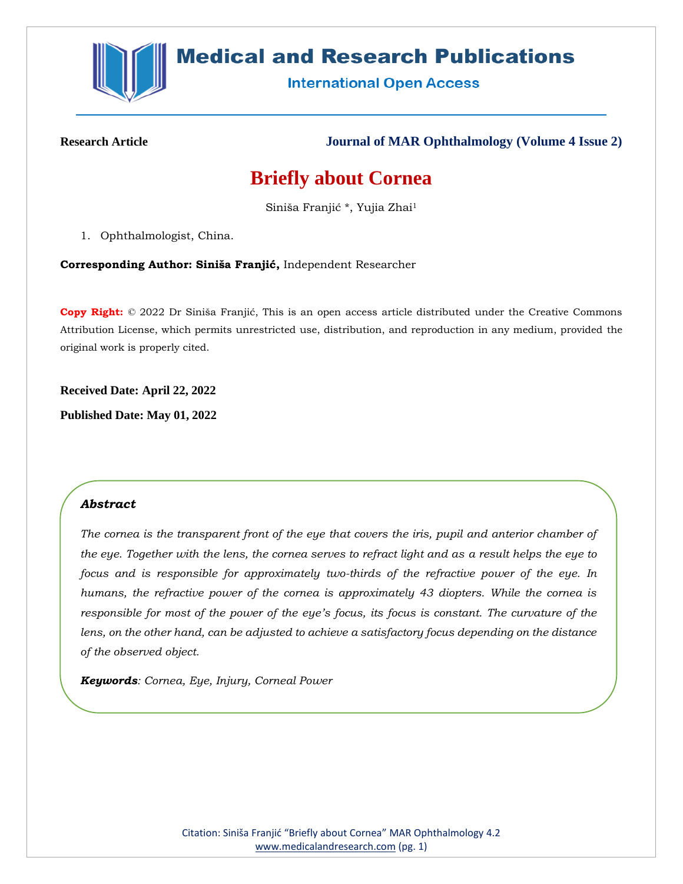**Research Article** **Journal of MAR Ophthalmology (Volume 4 Issue 2)**

# Briefly about Cornea

Siniša Franjić *, Yujia Zhai[1]

1. Ophthalmologist, China.

**Corresponding Author: Siniša Franjić,** Independent Researcher

**Copy Right:** © 2022 Dr Siniša Franjić, This is an open access article distributed under the Creative Commons Attribution License, which permits unrestricted use, distribution, and reproduction in any medium, provided the original work is properly cited.

**Received Date: April 22, 2022**

**Published Date: May 01, 2022**

## *Abstract*

*The cornea is the transparent front of the eye that covers the iris, pupil and anterior chamber of the eye. Together with the lens, the cornea serves to refract light and as a result helps the eye to focus and is responsible for approximately two-thirds of the refractive power of the eye. In humans, the refractive power of the cornea is approximately 43 diopters. While the cornea is responsible for most of the power of the eye's focus, its focus is constant. The curvature of the lens, on the other hand, can be adjusted to achieve a satisfactory focus depending on the distance of the observed object.*

***Keywords**: Cornea, Eye, Injury, Corneal Power*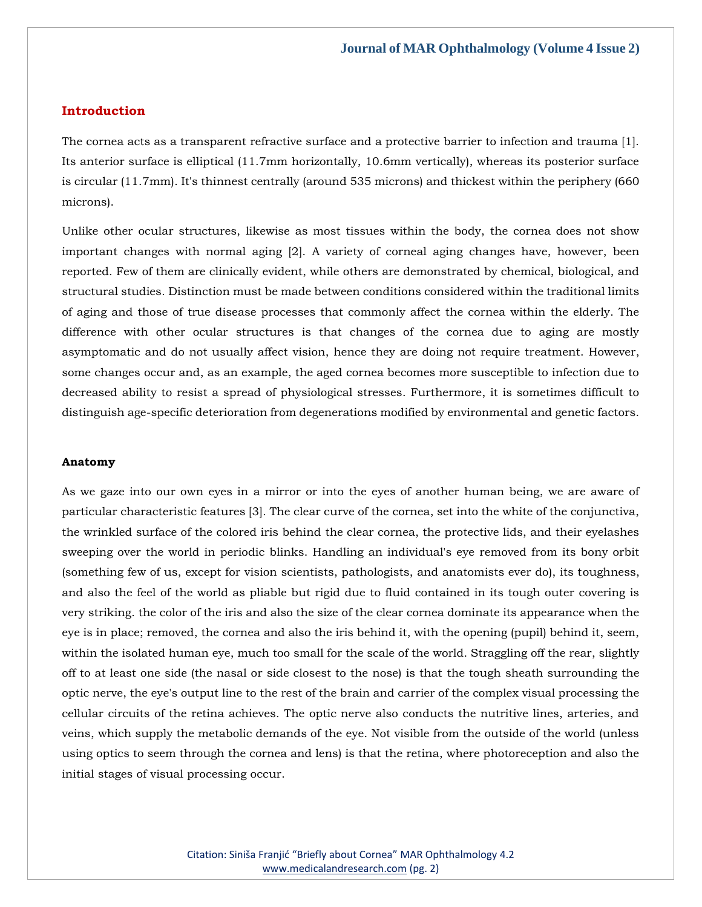## Introduction

The cornea acts as a transparent refractive surface and a protective barrier to infection and trauma [1]. Its anterior surface is elliptical (11.7mm horizontally, 10.6mm vertically), whereas its posterior surface is circular (11.7mm). It's thinnest centrally (around 535 microns) and thickest within the periphery (660 microns).

Unlike other ocular structures, likewise as most tissues within the body, the cornea does not show important changes with normal aging [2]. A variety of corneal aging changes have, however, been reported. Few of them are clinically evident, while others are demonstrated by chemical, biological, and structural studies. Distinction must be made between conditions considered within the traditional limits of aging and those of true disease processes that commonly affect the cornea within the elderly. The difference with other ocular structures is that changes of the cornea due to aging are mostly asymptomatic and do not usually affect vision, hence they are doing not require treatment. However, some changes occur and, as an example, the aged cornea becomes more susceptible to infection due to decreased ability to resist a spread of physiological stresses. Furthermore, it is sometimes difficult to distinguish age-specific deterioration from degenerations modified by environmental and genetic factors.

### Anatomy

As we gaze into our own eyes in a mirror or into the eyes of another human being, we are aware of particular characteristic features [3]. The clear curve of the cornea, set into the white of the conjunctiva, the wrinkled surface of the colored iris behind the clear cornea, the protective lids, and their eyelashes sweeping over the world in periodic blinks. Handling an individual's eye removed from its bony orbit (something few of us, except for vision scientists, pathologists, and anatomists ever do), its toughness, and also the feel of the world as pliable but rigid due to fluid contained in its tough outer covering is very striking. the color of the iris and also the size of the clear cornea dominate its appearance when the eye is in place; removed, the cornea and also the iris behind it, with the opening (pupil) behind it, seem, within the isolated human eye, much too small for the scale of the world. Straggling off the rear, slightly off to at least one side (the nasal or side closest to the nose) is that the tough sheath surrounding the optic nerve, the eye's output line to the rest of the brain and carrier of the complex visual processing the cellular circuits of the retina achieves. The optic nerve also conducts the nutritive lines, arteries, and veins, which supply the metabolic demands of the eye. Not visible from the outside of the world (unless using optics to seem through the cornea and lens) is that the retina, where photoreception and also the initial stages of visual processing occur.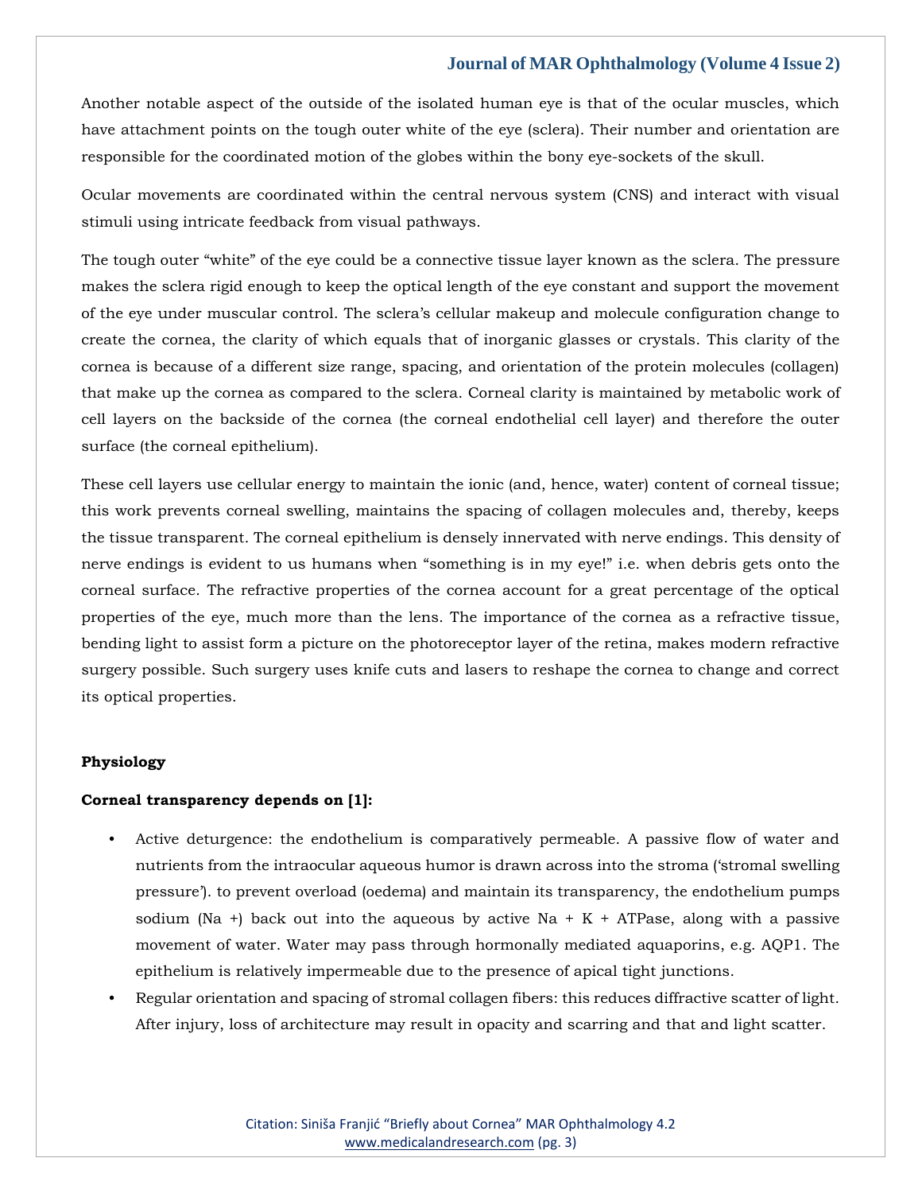Another notable aspect of the outside of the isolated human eye is that of the ocular muscles, which have attachment points on the tough outer white of the eye (sclera). Their number and orientation are responsible for the coordinated motion of the globes within the bony eye-sockets of the skull.

Ocular movements are coordinated within the central nervous system (CNS) and interact with visual stimuli using intricate feedback from visual pathways.

The tough outer "white" of the eye could be a connective tissue layer known as the sclera. The pressure makes the sclera rigid enough to keep the optical length of the eye constant and support the movement of the eye under muscular control. The sclera's cellular makeup and molecule configuration change to create the cornea, the clarity of which equals that of inorganic glasses or crystals. This clarity of the cornea is because of a different size range, spacing, and orientation of the protein molecules (collagen) that make up the cornea as compared to the sclera. Corneal clarity is maintained by metabolic work of cell layers on the backside of the cornea (the corneal endothelial cell layer) and therefore the outer surface (the corneal epithelium).

These cell layers use cellular energy to maintain the ionic (and, hence, water) content of corneal tissue; this work prevents corneal swelling, maintains the spacing of collagen molecules and, thereby, keeps the tissue transparent. The corneal epithelium is densely innervated with nerve endings. This density of nerve endings is evident to us humans when "something is in my eye!" i.e. when debris gets onto the corneal surface. The refractive properties of the cornea account for a great percentage of the optical properties of the eye, much more than the lens. The importance of the cornea as a refractive tissue, bending light to assist form a picture on the photoreceptor layer of the retina, makes modern refractive surgery possible. Such surgery uses knife cuts and lasers to reshape the cornea to change and correct its optical properties.

**Physiology**

**Corneal transparency depends on [1]:**

- Active deturgence: the endothelium is comparatively permeable. A passive flow of water and nutrients from the intraocular aqueous humor is drawn across into the stroma ('stromal swelling pressure'). to prevent overload (oedema) and maintain its transparency, the endothelium pumps sodium ($Na^+$) back out into the aqueous by active $Na^+ K^+$ ATPase, along with a passive movement of water. Water may pass through hormonally mediated aquaporins, e.g. AQP1. The epithelium is relatively impermeable due to the presence of apical tight junctions.
- Regular orientation and spacing of stromal collagen fibers: this reduces diffractive scatter of light. After injury, loss of architecture may result in opacity and scarring and that and light scatter.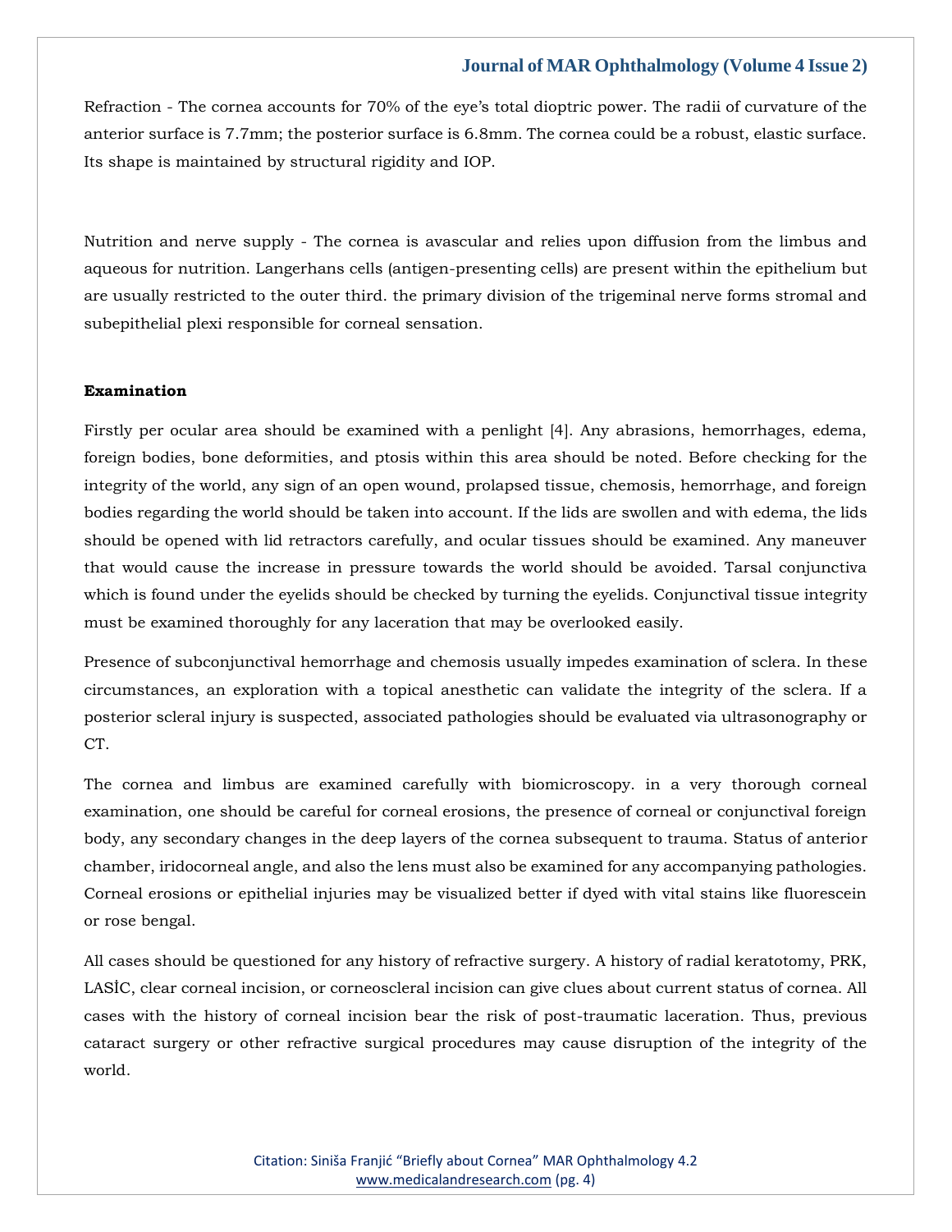Refraction - The cornea accounts for 70% of the eye's total dioptric power. The radii of curvature of the anterior surface is 7.7mm; the posterior surface is 6.8mm. The cornea could be a robust, elastic surface. Its shape is maintained by structural rigidity and IOP.

Nutrition and nerve supply - The cornea is avascular and relies upon diffusion from the limbus and aqueous for nutrition. Langerhans cells (antigen-presenting cells) are present within the epithelium but are usually restricted to the outer third. the primary division of the trigeminal nerve forms stromal and subepithelial plexi responsible for corneal sensation.

**Examination**

Firstly per ocular area should be examined with a penlight [4]. Any abrasions, hemorrhages, edema, foreign bodies, bone deformities, and ptosis within this area should be noted. Before checking for the integrity of the world, any sign of an open wound, prolapsed tissue, chemosis, hemorrhage, and foreign bodies regarding the world should be taken into account. If the lids are swollen and with edema, the lids should be opened with lid retractors carefully, and ocular tissues should be examined. Any maneuver that would cause the increase in pressure towards the world should be avoided. Tarsal conjunctiva which is found under the eyelids should be checked by turning the eyelids. Conjunctival tissue integrity must be examined thoroughly for any laceration that may be overlooked easily.

Presence of subconjunctival hemorrhage and chemosis usually impedes examination of sclera. In these circumstances, an exploration with a topical anesthetic can validate the integrity of the sclera. If a posterior scleral injury is suspected, associated pathologies should be evaluated via ultrasonography or CT.

The cornea and limbus are examined carefully with biomicroscopy. in a very thorough corneal examination, one should be careful for corneal erosions, the presence of corneal or conjunctival foreign body, any secondary changes in the deep layers of the cornea subsequent to trauma. Status of anterior chamber, iridocorneal angle, and also the lens must also be examined for any accompanying pathologies. Corneal erosions or epithelial injuries may be visualized better if dyed with vital stains like fluorescein or rose bengal.

All cases should be questioned for any history of refractive surgery. A history of radial keratotomy, PRK, LASİC, clear corneal incision, or corneoscleral incision can give clues about current status of cornea. All cases with the history of corneal incision bear the risk of post-traumatic laceration. Thus, previous cataract surgery or other refractive surgical procedures may cause disruption of the integrity of the world.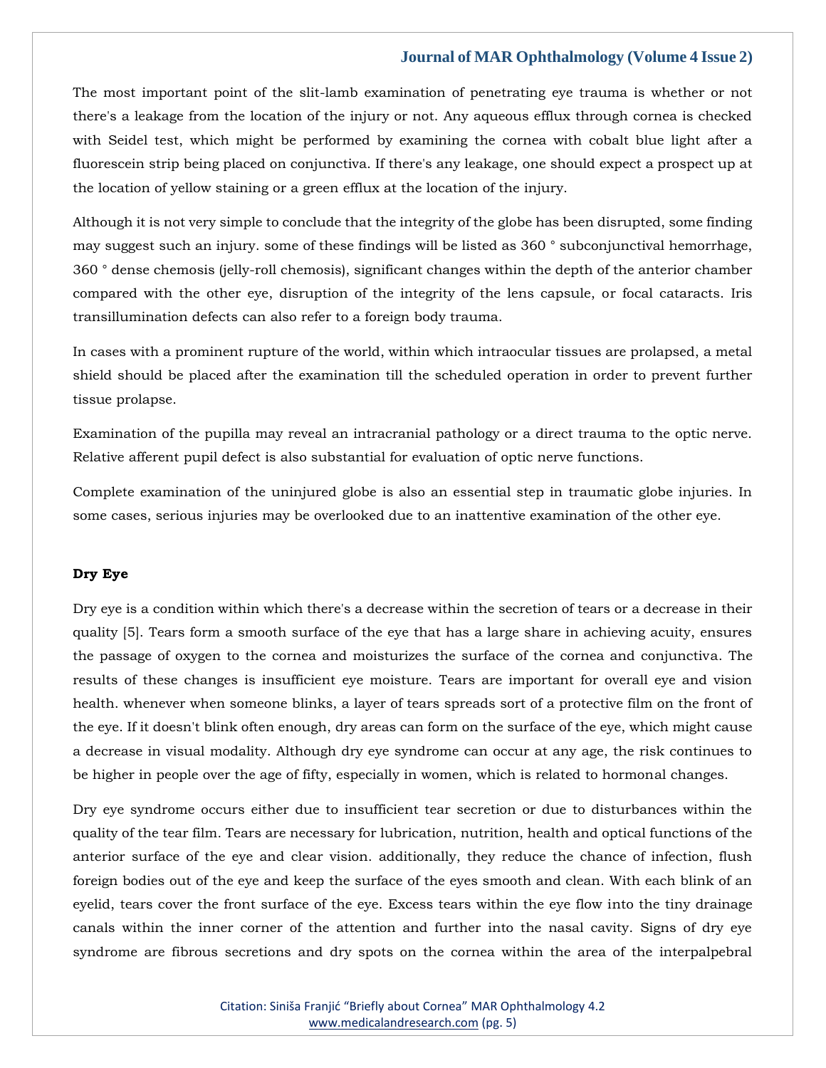The most important point of the slit-lamb examination of penetrating eye trauma is whether or not there's a leakage from the location of the injury or not. Any aqueous efflux through cornea is checked with Seidel test, which might be performed by examining the cornea with cobalt blue light after a fluorescein strip being placed on conjunctiva. If there's any leakage, one should expect a prospect up at the location of yellow staining or a green efflux at the location of the injury.

Although it is not very simple to conclude that the integrity of the globe has been disrupted, some finding may suggest such an injury. some of these findings will be listed as 360 ° subconjunctival hemorrhage, 360 ° dense chemosis (jelly-roll chemosis), significant changes within the depth of the anterior chamber compared with the other eye, disruption of the integrity of the lens capsule, or focal cataracts. Iris transillumination defects can also refer to a foreign body trauma.

In cases with a prominent rupture of the world, within which intraocular tissues are prolapsed, a metal shield should be placed after the examination till the scheduled operation in order to prevent further tissue prolapse.

Examination of the pupilla may reveal an intracranial pathology or a direct trauma to the optic nerve. Relative afferent pupil defect is also substantial for evaluation of optic nerve functions.

Complete examination of the uninjured globe is also an essential step in traumatic globe injuries. In some cases, serious injuries may be overlooked due to an inattentive examination of the other eye.

**Dry Eye**

Dry eye is a condition within which there's a decrease within the secretion of tears or a decrease in their quality [5]. Tears form a smooth surface of the eye that has a large share in achieving acuity, ensures the passage of oxygen to the cornea and moisturizes the surface of the cornea and conjunctiva. The results of these changes is insufficient eye moisture. Tears are important for overall eye and vision health. whenever when someone blinks, a layer of tears spreads sort of a protective film on the front of the eye. If it doesn't blink often enough, dry areas can form on the surface of the eye, which might cause a decrease in visual modality. Although dry eye syndrome can occur at any age, the risk continues to be higher in people over the age of fifty, especially in women, which is related to hormonal changes.

Dry eye syndrome occurs either due to insufficient tear secretion or due to disturbances within the quality of the tear film. Tears are necessary for lubrication, nutrition, health and optical functions of the anterior surface of the eye and clear vision. additionally, they reduce the chance of infection, flush foreign bodies out of the eye and keep the surface of the eyes smooth and clean. With each blink of an eyelid, tears cover the front surface of the eye. Excess tears within the eye flow into the tiny drainage canals within the inner corner of the attention and further into the nasal cavity. Signs of dry eye syndrome are fibrous secretions and dry spots on the cornea within the area of the interpalpebral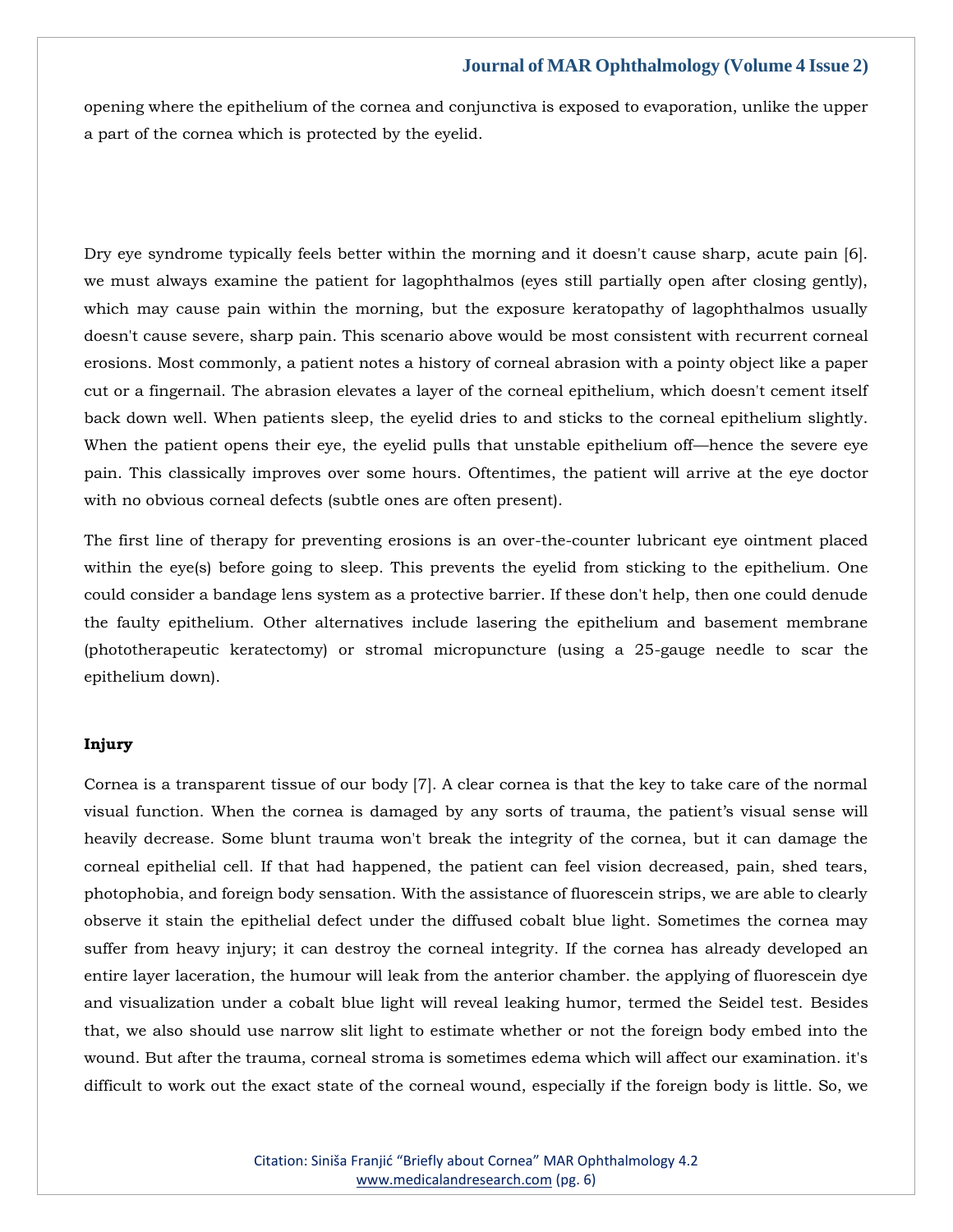opening where the epithelium of the cornea and conjunctiva is exposed to evaporation, unlike the upper a part of the cornea which is protected by the eyelid.

Dry eye syndrome typically feels better within the morning and it doesn't cause sharp, acute pain [6]. we must always examine the patient for lagophthalmos (eyes still partially open after closing gently), which may cause pain within the morning, but the exposure keratopathy of lagophthalmos usually doesn't cause severe, sharp pain. This scenario above would be most consistent with recurrent corneal erosions. Most commonly, a patient notes a history of corneal abrasion with a pointy object like a paper cut or a fingernail. The abrasion elevates a layer of the corneal epithelium, which doesn't cement itself back down well. When patients sleep, the eyelid dries to and sticks to the corneal epithelium slightly. When the patient opens their eye, the eyelid pulls that unstable epithelium off—hence the severe eye pain. This classically improves over some hours. Oftentimes, the patient will arrive at the eye doctor with no obvious corneal defects (subtle ones are often present).

The first line of therapy for preventing erosions is an over-the-counter lubricant eye ointment placed within the eye(s) before going to sleep. This prevents the eyelid from sticking to the epithelium. One could consider a bandage lens system as a protective barrier. If these don't help, then one could denude the faulty epithelium. Other alternatives include lasering the epithelium and basement membrane (phototherapeutic keratectomy) or stromal micropuncture (using a 25-gauge needle to scar the epithelium down).

**Injury**

Cornea is a transparent tissue of our body [7]. A clear cornea is that the key to take care of the normal visual function. When the cornea is damaged by any sorts of trauma, the patient's visual sense will heavily decrease. Some blunt trauma won't break the integrity of the cornea, but it can damage the corneal epithelial cell. If that had happened, the patient can feel vision decreased, pain, shed tears, photophobia, and foreign body sensation. With the assistance of fluorescein strips, we are able to clearly observe it stain the epithelial defect under the diffused cobalt blue light. Sometimes the cornea may suffer from heavy injury; it can destroy the corneal integrity. If the cornea has already developed an entire layer laceration, the humour will leak from the anterior chamber. the applying of fluorescein dye and visualization under a cobalt blue light will reveal leaking humor, termed the Seidel test. Besides that, we also should use narrow slit light to estimate whether or not the foreign body embed into the wound. But after the trauma, corneal stroma is sometimes edema which will affect our examination. it's difficult to work out the exact state of the corneal wound, especially if the foreign body is little. So, we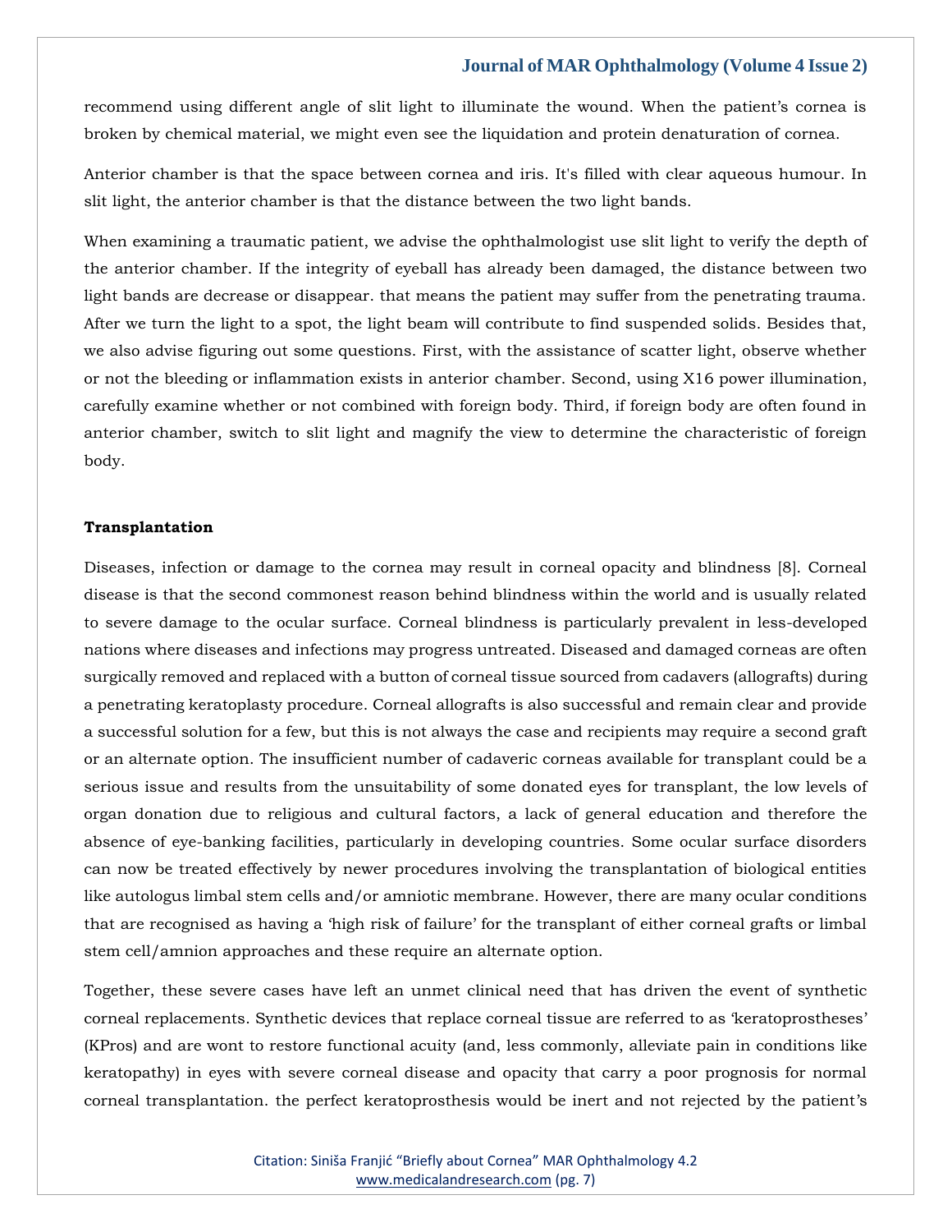recommend using different angle of slit light to illuminate the wound. When the patient's cornea is broken by chemical material, we might even see the liquidation and protein denaturation of cornea.

Anterior chamber is that the space between cornea and iris. It's filled with clear aqueous humour. In slit light, the anterior chamber is that the distance between the two light bands.

When examining a traumatic patient, we advise the ophthalmologist use slit light to verify the depth of the anterior chamber. If the integrity of eyeball has already been damaged, the distance between two light bands are decrease or disappear. that means the patient may suffer from the penetrating trauma. After we turn the light to a spot, the light beam will contribute to find suspended solids. Besides that, we also advise figuring out some questions. First, with the assistance of scatter light, observe whether or not the bleeding or inflammation exists in anterior chamber. Second, using X16 power illumination, carefully examine whether or not combined with foreign body. Third, if foreign body are often found in anterior chamber, switch to slit light and magnify the view to determine the characteristic of foreign body.

**Transplantation**

Diseases, infection or damage to the cornea may result in corneal opacity and blindness [8]. Corneal disease is that the second commonest reason behind blindness within the world and is usually related to severe damage to the ocular surface. Corneal blindness is particularly prevalent in less-developed nations where diseases and infections may progress untreated. Diseased and damaged corneas are often surgically removed and replaced with a button of corneal tissue sourced from cadavers (allografts) during a penetrating keratoplasty procedure. Corneal allografts is also successful and remain clear and provide a successful solution for a few, but this is not always the case and recipients may require a second graft or an alternate option. The insufficient number of cadaveric corneas available for transplant could be a serious issue and results from the unsuitability of some donated eyes for transplant, the low levels of organ donation due to religious and cultural factors, a lack of general education and therefore the absence of eye-banking facilities, particularly in developing countries. Some ocular surface disorders can now be treated effectively by newer procedures involving the transplantation of biological entities like autologus limbal stem cells and/or amniotic membrane. However, there are many ocular conditions that are recognised as having a 'high risk of failure' for the transplant of either corneal grafts or limbal stem cell/amnion approaches and these require an alternate option.

Together, these severe cases have left an unmet clinical need that has driven the event of synthetic corneal replacements. Synthetic devices that replace corneal tissue are referred to as 'keratoprostheses' (KPros) and are wont to restore functional acuity (and, less commonly, alleviate pain in conditions like keratopathy) in eyes with severe corneal disease and opacity that carry a poor prognosis for normal corneal transplantation. the perfect keratoprosthesis would be inert and not rejected by the patient's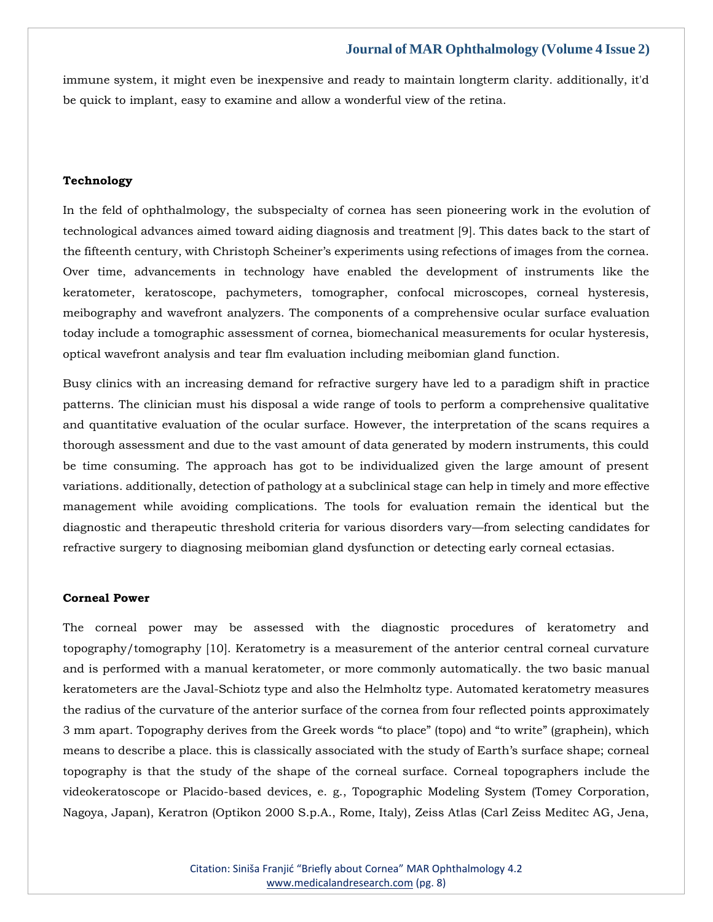immune system, it might even be inexpensive and ready to maintain longterm clarity. additionally, it'd be quick to implant, easy to examine and allow a wonderful view of the retina.

### Technology

In the feld of ophthalmology, the subspecialty of cornea has seen pioneering work in the evolution of technological advances aimed toward aiding diagnosis and treatment [9]. This dates back to the start of the fifteenth century, with Christoph Scheiner's experiments using refections of images from the cornea. Over time, advancements in technology have enabled the development of instruments like the keratometer, keratoscope, pachymeters, tomographer, confocal microscopes, corneal hysteresis, meibography and wavefront analyzers. The components of a comprehensive ocular surface evaluation today include a tomographic assessment of cornea, biomechanical measurements for ocular hysteresis, optical wavefront analysis and tear flm evaluation including meibomian gland function.

Busy clinics with an increasing demand for refractive surgery have led to a paradigm shift in practice patterns. The clinician must his disposal a wide range of tools to perform a comprehensive qualitative and quantitative evaluation of the ocular surface. However, the interpretation of the scans requires a thorough assessment and due to the vast amount of data generated by modern instruments, this could be time consuming. The approach has got to be individualized given the large amount of present variations. additionally, detection of pathology at a subclinical stage can help in timely and more effective management while avoiding complications. The tools for evaluation remain the identical but the diagnostic and therapeutic threshold criteria for various disorders vary—from selecting candidates for refractive surgery to diagnosing meibomian gland dysfunction or detecting early corneal ectasias.

### Corneal Power

The corneal power may be assessed with the diagnostic procedures of keratometry and topography/tomography [10]. Keratometry is a measurement of the anterior central corneal curvature and is performed with a manual keratometer, or more commonly automatically. the two basic manual keratometers are the Javal-Schiotz type and also the Helmholtz type. Automated keratometry measures the radius of the curvature of the anterior surface of the cornea from four reflected points approximately 3 mm apart. Topography derives from the Greek words "to place" (topo) and "to write" (graphein), which means to describe a place. this is classically associated with the study of Earth's surface shape; corneal topography is that the study of the shape of the corneal surface. Corneal topographers include the videokeratoscope or Placido-based devices, e. g., Topographic Modeling System (Tomey Corporation, Nagoya, Japan), Keratron (Optikon 2000 S.p.A., Rome, Italy), Zeiss Atlas (Carl Zeiss Meditec AG, Jena,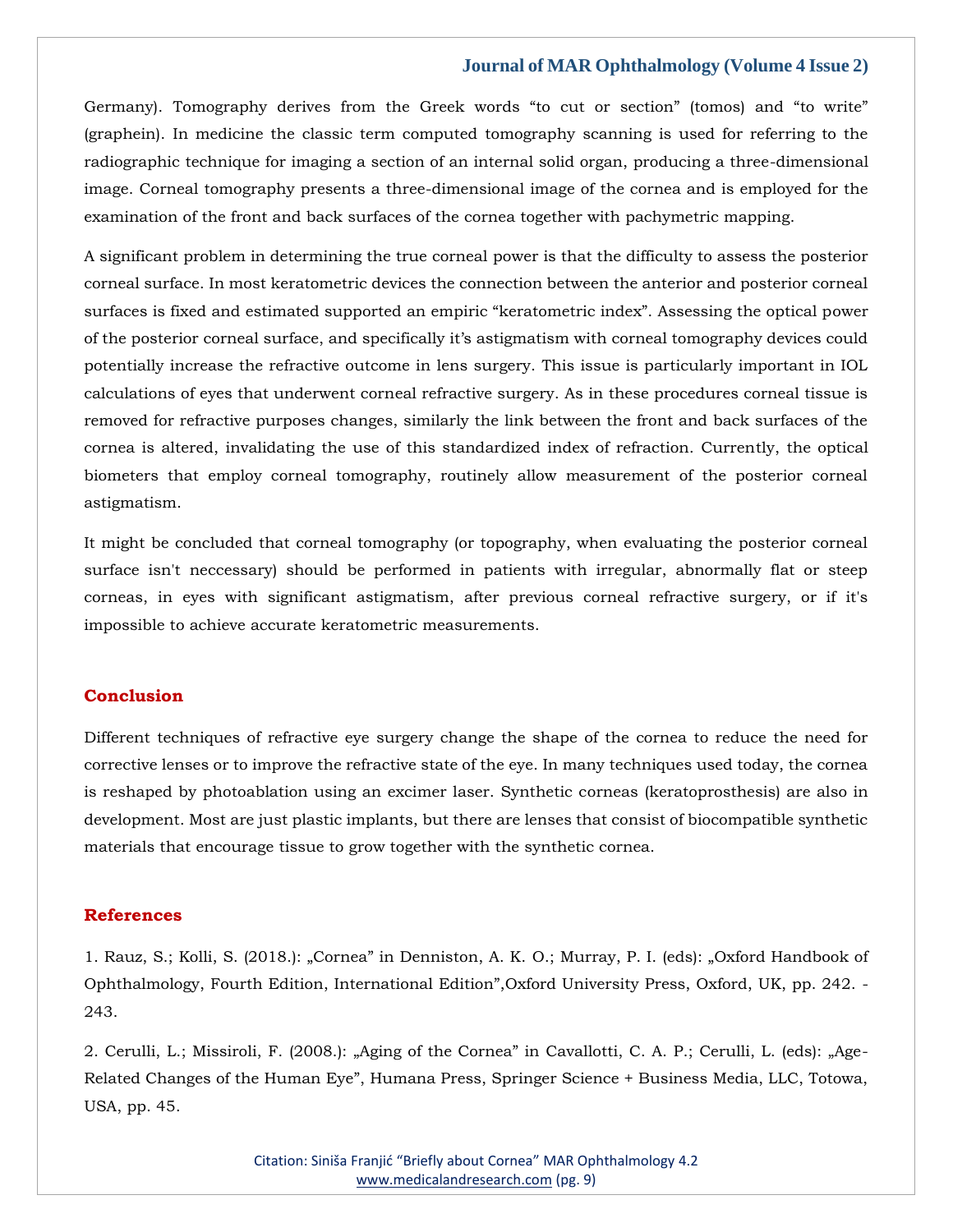Germany). Tomography derives from the Greek words "to cut or section" (tomos) and "to write" (graphein). In medicine the classic term computed tomography scanning is used for referring to the radiographic technique for imaging a section of an internal solid organ, producing a three-dimensional image. Corneal tomography presents a three-dimensional image of the cornea and is employed for the examination of the front and back surfaces of the cornea together with pachymetric mapping.

A significant problem in determining the true corneal power is that the difficulty to assess the posterior corneal surface. In most keratometric devices the connection between the anterior and posterior corneal surfaces is fixed and estimated supported an empiric "keratometric index". Assessing the optical power of the posterior corneal surface, and specifically it's astigmatism with corneal tomography devices could potentially increase the refractive outcome in lens surgery. This issue is particularly important in IOL calculations of eyes that underwent corneal refractive surgery. As in these procedures corneal tissue is removed for refractive purposes changes, similarly the link between the front and back surfaces of the cornea is altered, invalidating the use of this standardized index of refraction. Currently, the optical biometers that employ corneal tomography, routinely allow measurement of the posterior corneal astigmatism.

It might be concluded that corneal tomography (or topography, when evaluating the posterior corneal surface isn't neccessary) should be performed in patients with irregular, abnormally flat or steep corneas, in eyes with significant astigmatism, after previous corneal refractive surgery, or if it's impossible to achieve accurate keratometric measurements.

## Conclusion

Different techniques of refractive eye surgery change the shape of the cornea to reduce the need for corrective lenses or to improve the refractive state of the eye. In many techniques used today, the cornea is reshaped by photoablation using an excimer laser. Synthetic corneas (keratoprosthesis) are also in development. Most are just plastic implants, but there are lenses that consist of biocompatible synthetic materials that encourage tissue to grow together with the synthetic cornea.

## References

1. Rauz, S.; Kolli, S. (2018.): „Cornea" in Denniston, A. K. O.; Murray, P. I. (eds): „Oxford Handbook of Ophthalmology, Fourth Edition, International Edition",Oxford University Press, Oxford, UK, pp. 242. - 243.

2. Cerulli, L.; Missiroli, F. (2008.): „Aging of the Cornea" in Cavallotti, C. A. P.; Cerulli, L. (eds): „Age-Related Changes of the Human Eye", Humana Press, Springer Science + Business Media, LLC, Totowa, USA, pp. 45.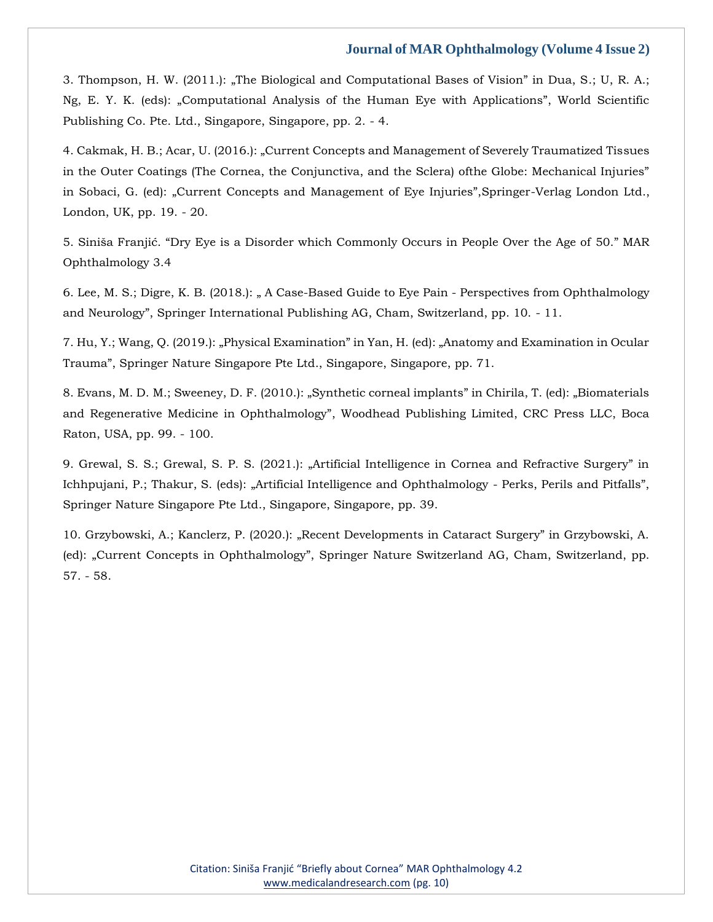3. Thompson, H. W. (2011.): „The Biological and Computational Bases of Vision" in Dua, S.; U, R. A.; Ng, E. Y. K. (eds): „Computational Analysis of the Human Eye with Applications", World Scientific Publishing Co. Pte. Ltd., Singapore, Singapore, pp. 2. - 4.

4. Cakmak, H. B.; Acar, U. (2016.): „Current Concepts and Management of Severely Traumatized Tissues in the Outer Coatings (The Cornea, the Conjunctiva, and the Sclera) ofthe Globe: Mechanical Injuries" in Sobaci, G. (ed): „Current Concepts and Management of Eye Injuries",Springer-Verlag London Ltd., London, UK, pp. 19. - 20.

5. Siniša Franjić. "Dry Eye is a Disorder which Commonly Occurs in People Over the Age of 50." MAR Ophthalmology 3.4

6. Lee, M. S.; Digre, K. B. (2018.): „ A Case-Based Guide to Eye Pain - Perspectives from Ophthalmology and Neurology", Springer International Publishing AG, Cham, Switzerland, pp. 10. - 11.

7. Hu, Y.; Wang, Q. (2019.): „Physical Examination" in Yan, H. (ed): „Anatomy and Examination in Ocular Trauma", Springer Nature Singapore Pte Ltd., Singapore, Singapore, pp. 71.

8. Evans, M. D. M.; Sweeney, D. F. (2010.): „Synthetic corneal implants" in Chirila, T. (ed): „Biomaterials and Regenerative Medicine in Ophthalmology", Woodhead Publishing Limited, CRC Press LLC, Boca Raton, USA, pp. 99. - 100.

9. Grewal, S. S.; Grewal, S. P. S. (2021.): „Artificial Intelligence in Cornea and Refractive Surgery" in Ichhpujani, P.; Thakur, S. (eds): „Artificial Intelligence and Ophthalmology - Perks, Perils and Pitfalls", Springer Nature Singapore Pte Ltd., Singapore, Singapore, pp. 39.

10. Grzybowski, A.; Kanclerz, P. (2020.): „Recent Developments in Cataract Surgery" in Grzybowski, A. (ed): „Current Concepts in Ophthalmology", Springer Nature Switzerland AG, Cham, Switzerland, pp. 57. - 58.